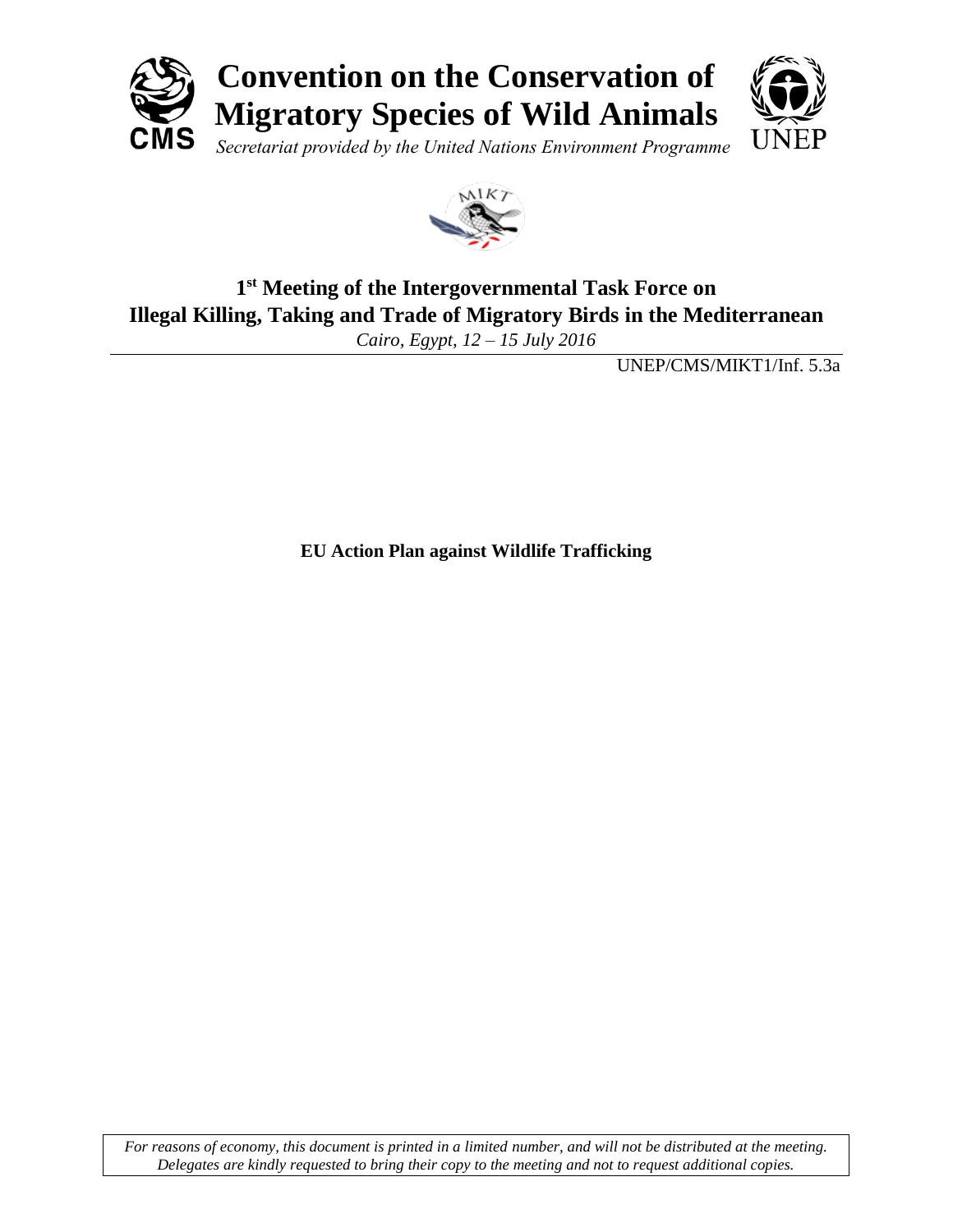# Convention on the Conservation of Migratory Species of Wild Animals

*Secretariat provided by the United Nations Environment Programme*

## 1st Meeting of the Intergovernmental Task Force on Illegal Killing, Taking and Trade of Migratory Birds in the Mediterranean

*Cairo, Egypt, 12 – 15 July 2016*

UNEP/CMS/MIKT1/Inf. 5.3a

**EU Action Plan against Wildlife Trafficking**

*For reasons of economy, this document is printed in a limited number, and will not be distributed at the meeting. Delegates are kindly requested to bring their copy to the meeting and not to request additional copies.*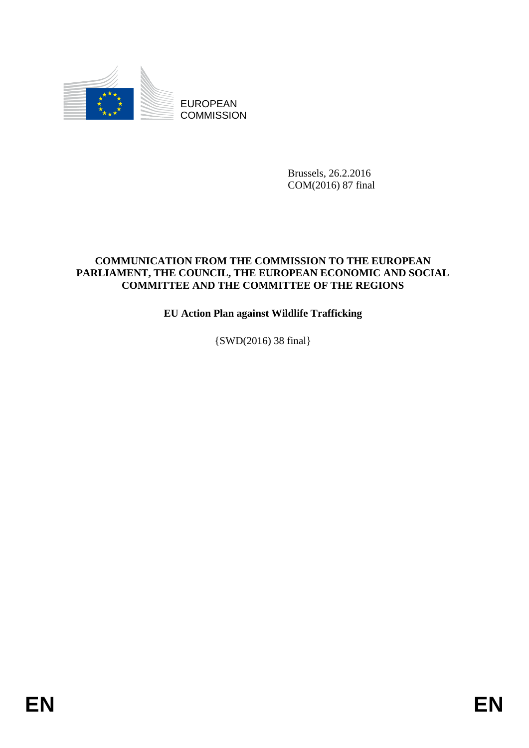EUROPEAN COMMISSION

Brussels, 26.2.2016
COM(2016) 87 final

**COMMUNICATION FROM THE COMMISSION TO THE EUROPEAN PARLIAMENT, THE COUNCIL, THE EUROPEAN ECONOMIC AND SOCIAL COMMITTEE AND THE COMMITTEE OF THE REGIONS**

**EU Action Plan against Wildlife Trafficking**

{SWD(2016) 38 final}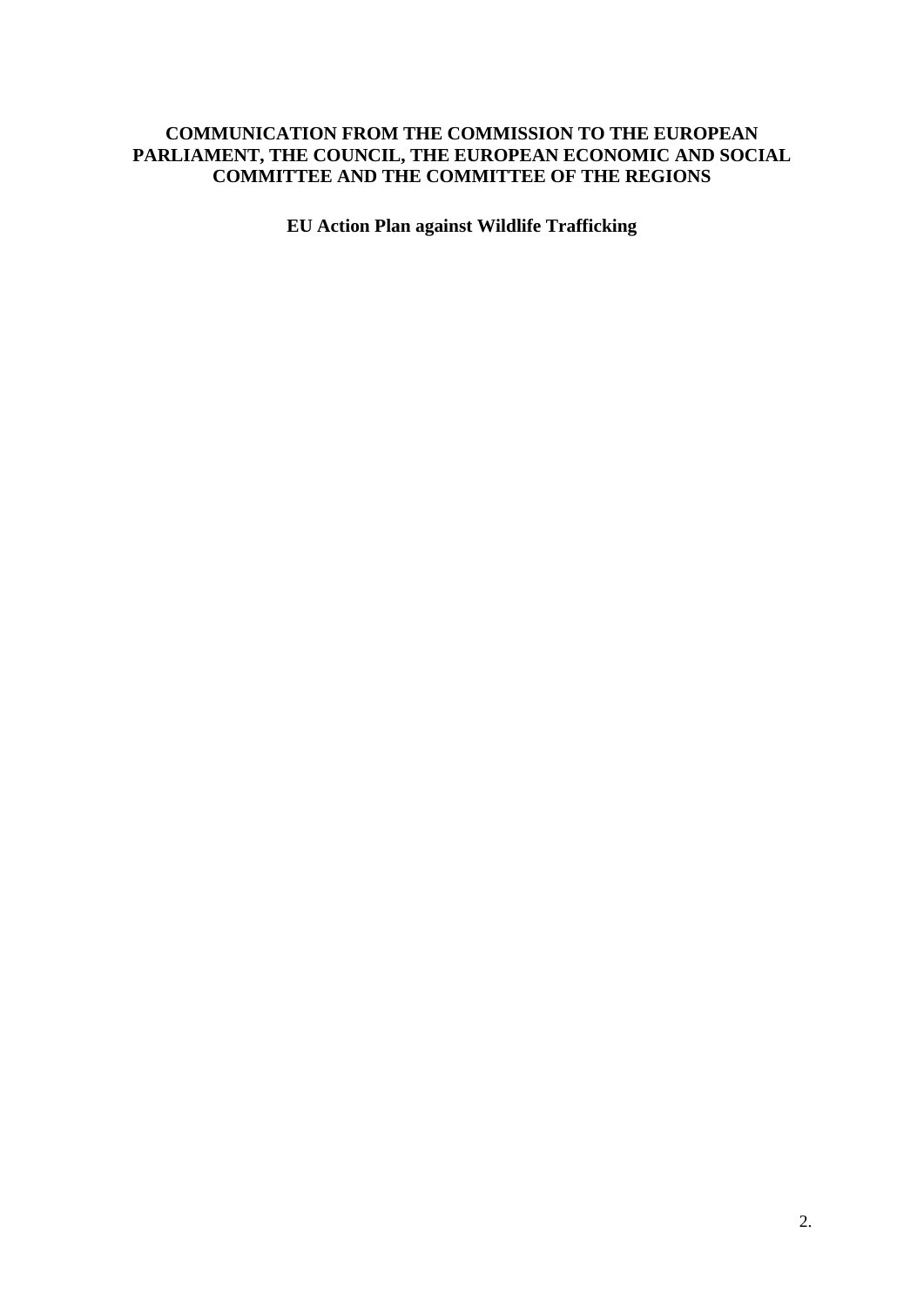**COMMUNICATION FROM THE COMMISSION TO THE EUROPEAN PARLIAMENT, THE COUNCIL, THE EUROPEAN ECONOMIC AND SOCIAL COMMITTEE AND THE COMMITTEE OF THE REGIONS**

**EU Action Plan against Wildlife Trafficking**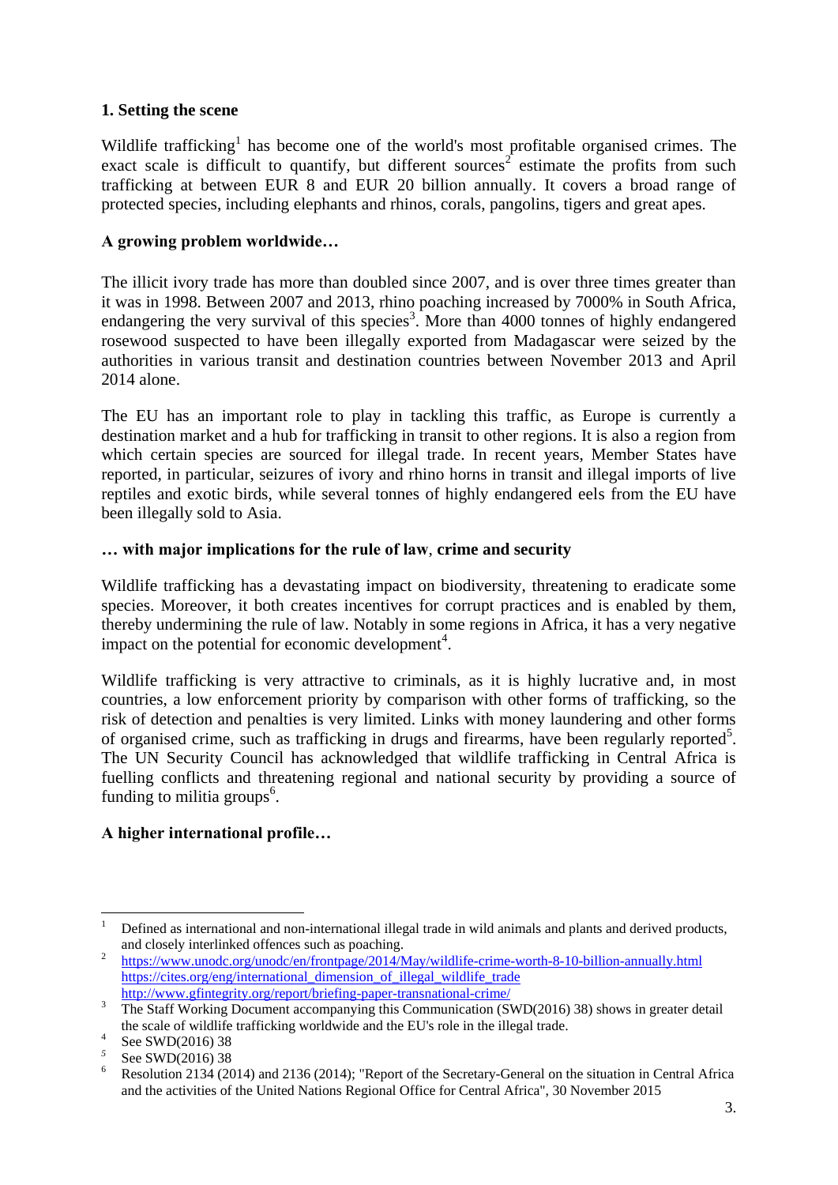## 1. Setting the scene

Wildlife trafficking[1] has become one of the world's most profitable organised crimes. The exact scale is difficult to quantify, but different sources[2] estimate the profits from such trafficking at between EUR 8 and EUR 20 billion annually. It covers a broad range of protected species, including elephants and rhinos, corals, pangolins, tigers and great apes.

### A growing problem worldwide…

The illicit ivory trade has more than doubled since 2007, and is over three times greater than it was in 1998. Between 2007 and 2013, rhino poaching increased by 7000% in South Africa, endangering the very survival of this species[3]. More than 4000 tonnes of highly endangered rosewood suspected to have been illegally exported from Madagascar were seized by the authorities in various transit and destination countries between November 2013 and April 2014 alone.

The EU has an important role to play in tackling this traffic, as Europe is currently a destination market and a hub for trafficking in transit to other regions. It is also a region from which certain species are sourced for illegal trade. In recent years, Member States have reported, in particular, seizures of ivory and rhino horns in transit and illegal imports of live reptiles and exotic birds, while several tonnes of highly endangered eels from the EU have been illegally sold to Asia.

### … with major implications for the rule of law, crime and security

Wildlife trafficking has a devastating impact on biodiversity, threatening to eradicate some species. Moreover, it both creates incentives for corrupt practices and is enabled by them, thereby undermining the rule of law. Notably in some regions in Africa, it has a very negative impact on the potential for economic development[4].

Wildlife trafficking is very attractive to criminals, as it is highly lucrative and, in most countries, a low enforcement priority by comparison with other forms of trafficking, so the risk of detection and penalties is very limited. Links with money laundering and other forms of organised crime, such as trafficking in drugs and firearms, have been regularly reported[5]. The UN Security Council has acknowledged that wildlife trafficking in Central Africa is fuelling conflicts and threatening regional and national security by providing a source of funding to militia groups[6].

### A higher international profile…

---

[1] Defined as international and non-international illegal trade in wild animals and plants and derived products, and closely interlinked offences such as poaching.

[2] https://www.unodc.org/unodc/en/frontpage/2014/May/wildlife-crime-worth-8-10-billion-annually.html
https://cites.org/eng/international_dimension_of_illegal_wildlife_trade
http://www.gfintegrity.org/report/briefing-paper-transnational-crime/

[3] The Staff Working Document accompanying this Communication (SWD(2016) 38) shows in greater detail the scale of wildlife trafficking worldwide and the EU's role in the illegal trade.

[4] See SWD(2016) 38

[5] See SWD(2016) 38

[6] Resolution 2134 (2014) and 2136 (2014); "Report of the Secretary-General on the situation in Central Africa and the activities of the United Nations Regional Office for Central Africa", 30 November 2015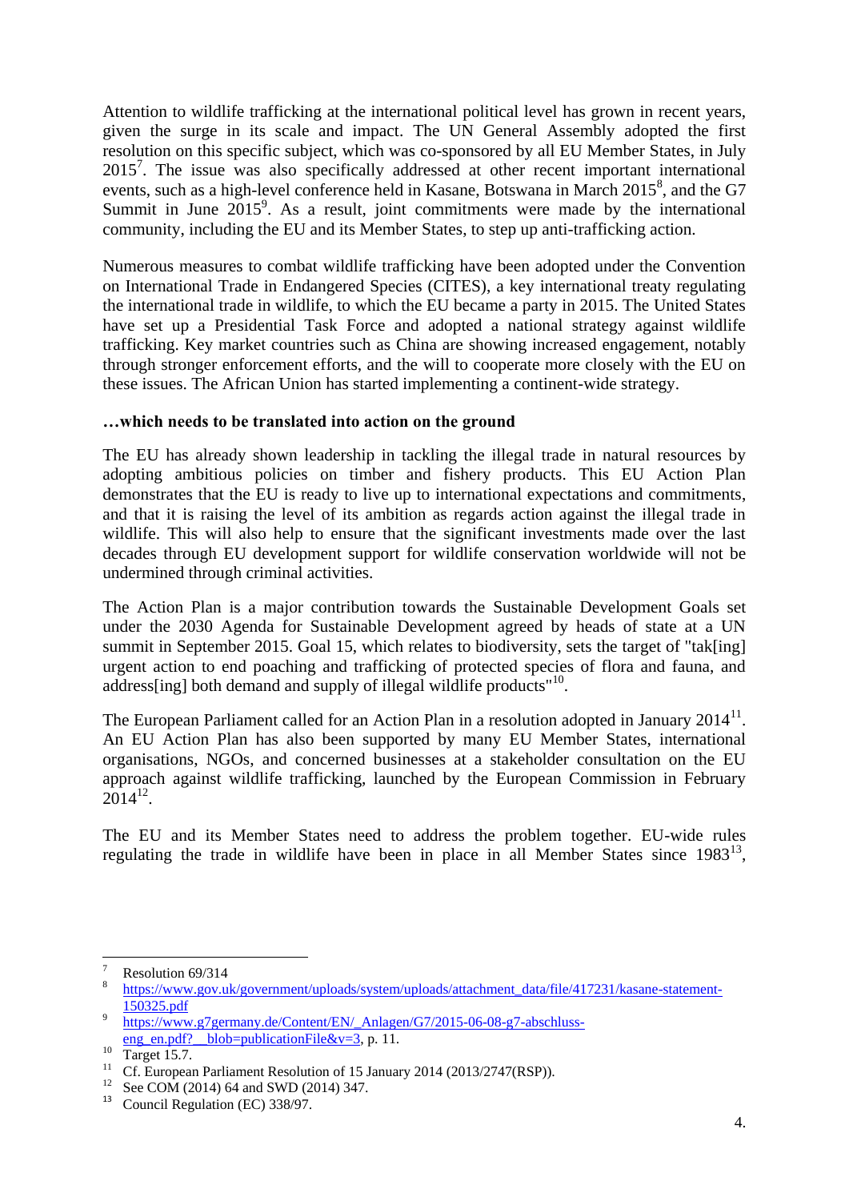Attention to wildlife trafficking at the international political level has grown in recent years, given the surge in its scale and impact. The UN General Assembly adopted the first resolution on this specific subject, which was co-sponsored by all EU Member States, in July 2015[7]. The issue was also specifically addressed at other recent important international events, such as a high-level conference held in Kasane, Botswana in March 2015[8], and the G7 Summit in June 2015[9]. As a result, joint commitments were made by the international community, including the EU and its Member States, to step up anti-trafficking action.

Numerous measures to combat wildlife trafficking have been adopted under the Convention on International Trade in Endangered Species (CITES), a key international treaty regulating the international trade in wildlife, to which the EU became a party in 2015. The United States have set up a Presidential Task Force and adopted a national strategy against wildlife trafficking. Key market countries such as China are showing increased engagement, notably through stronger enforcement efforts, and the will to cooperate more closely with the EU on these issues. The African Union has started implementing a continent-wide strategy.

**…which needs to be translated into action on the ground**

The EU has already shown leadership in tackling the illegal trade in natural resources by adopting ambitious policies on timber and fishery products. This EU Action Plan demonstrates that the EU is ready to live up to international expectations and commitments, and that it is raising the level of its ambition as regards action against the illegal trade in wildlife. This will also help to ensure that the significant investments made over the last decades through EU development support for wildlife conservation worldwide will not be undermined through criminal activities.

The Action Plan is a major contribution towards the Sustainable Development Goals set under the 2030 Agenda for Sustainable Development agreed by heads of state at a UN summit in September 2015. Goal 15, which relates to biodiversity, sets the target of "tak[ing] urgent action to end poaching and trafficking of protected species of flora and fauna, and address[ing] both demand and supply of illegal wildlife products"[10].

The European Parliament called for an Action Plan in a resolution adopted in January 2014[11]. An EU Action Plan has also been supported by many EU Member States, international organisations, NGOs, and concerned businesses at a stakeholder consultation on the EU approach against wildlife trafficking, launched by the European Commission in February 2014[12].

The EU and its Member States need to address the problem together. EU-wide rules regulating the trade in wildlife have been in place in all Member States since 1983[13],

---

[7] Resolution 69/314

[8] https://www.gov.uk/government/uploads/system/uploads/attachment_data/file/417231/kasane-statement-150325.pdf

[9] https://www.g7germany.de/Content/EN/_Anlagen/G7/2015-06-08-g7-abschluss-eng_en.pdf?__blob=publicationFile&v=3, p. 11.

[10] Target 15.7.

[11] Cf. European Parliament Resolution of 15 January 2014 (2013/2747(RSP)).

[12] See COM (2014) 64 and SWD (2014) 347.

[13] Council Regulation (EC) 338/97.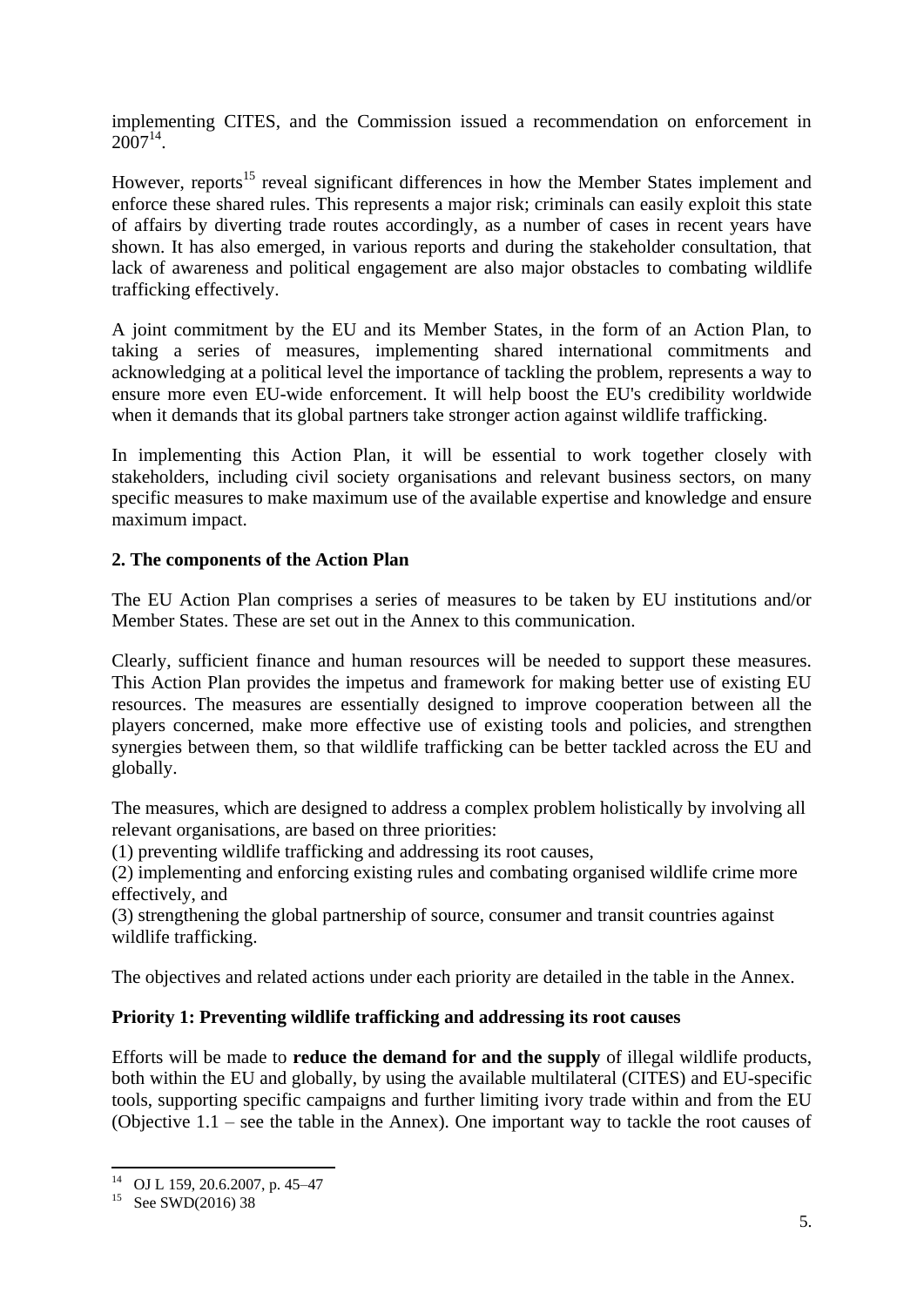implementing CITES, and the Commission issued a recommendation on enforcement in 2007[14].

However, reports[15] reveal significant differences in how the Member States implement and enforce these shared rules. This represents a major risk; criminals can easily exploit this state of affairs by diverting trade routes accordingly, as a number of cases in recent years have shown. It has also emerged, in various reports and during the stakeholder consultation, that lack of awareness and political engagement are also major obstacles to combating wildlife trafficking effectively.

A joint commitment by the EU and its Member States, in the form of an Action Plan, to taking a series of measures, implementing shared international commitments and acknowledging at a political level the importance of tackling the problem, represents a way to ensure more even EU-wide enforcement. It will help boost the EU's credibility worldwide when it demands that its global partners take stronger action against wildlife trafficking.

In implementing this Action Plan, it will be essential to work together closely with stakeholders, including civil society organisations and relevant business sectors, on many specific measures to make maximum use of the available expertise and knowledge and ensure maximum impact.

## 2. The components of the Action Plan

The EU Action Plan comprises a series of measures to be taken by EU institutions and/or Member States. These are set out in the Annex to this communication.

Clearly, sufficient finance and human resources will be needed to support these measures. This Action Plan provides the impetus and framework for making better use of existing EU resources. The measures are essentially designed to improve cooperation between all the players concerned, make more effective use of existing tools and policies, and strengthen synergies between them, so that wildlife trafficking can be better tackled across the EU and globally.

The measures, which are designed to address a complex problem holistically by involving all relevant organisations, are based on three priorities:

(1) preventing wildlife trafficking and addressing its root causes,

(2) implementing and enforcing existing rules and combating organised wildlife crime more effectively, and

(3) strengthening the global partnership of source, consumer and transit countries against wildlife trafficking.

The objectives and related actions under each priority are detailed in the table in the Annex.

### Priority 1: Preventing wildlife trafficking and addressing its root causes

Efforts will be made to **reduce the demand for and the supply** of illegal wildlife products, both within the EU and globally, by using the available multilateral (CITES) and EU-specific tools, supporting specific campaigns and further limiting ivory trade within and from the EU (Objective 1.1 – see the table in the Annex). One important way to tackle the root causes of

[14] OJ L 159, 20.6.2007, p. 45–47

[15] See SWD(2016) 38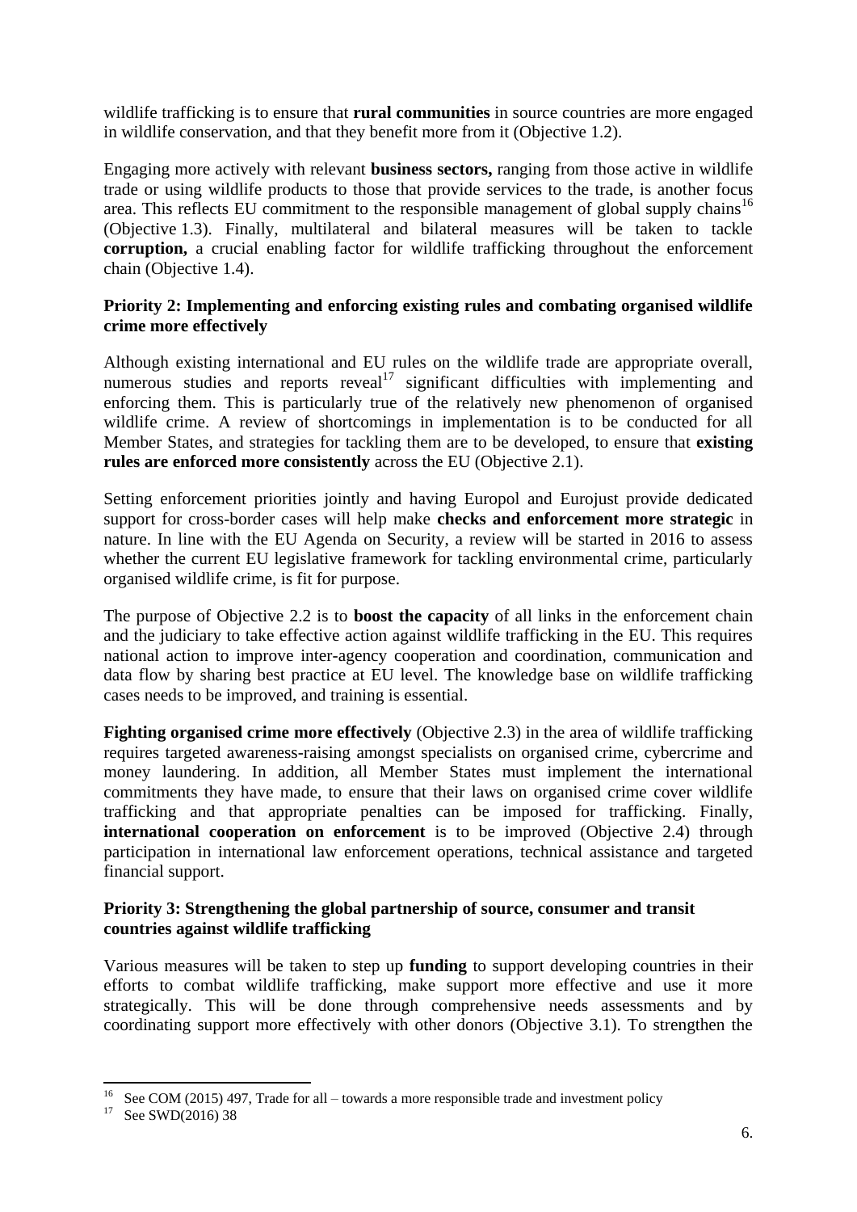wildlife trafficking is to ensure that **rural communities** in source countries are more engaged in wildlife conservation, and that they benefit more from it (Objective 1.2).

Engaging more actively with relevant **business sectors,** ranging from those active in wildlife trade or using wildlife products to those that provide services to the trade, is another focus area. This reflects EU commitment to the responsible management of global supply chains[16] (Objective 1.3). Finally, multilateral and bilateral measures will be taken to tackle **corruption,** a crucial enabling factor for wildlife trafficking throughout the enforcement chain (Objective 1.4).

**Priority 2: Implementing and enforcing existing rules and combating organised wildlife crime more effectively**

Although existing international and EU rules on the wildlife trade are appropriate overall, numerous studies and reports reveal[17] significant difficulties with implementing and enforcing them. This is particularly true of the relatively new phenomenon of organised wildlife crime. A review of shortcomings in implementation is to be conducted for all Member States, and strategies for tackling them are to be developed, to ensure that **existing rules are enforced more consistently** across the EU (Objective 2.1).

Setting enforcement priorities jointly and having Europol and Eurojust provide dedicated support for cross-border cases will help make **checks and enforcement more strategic** in nature. In line with the EU Agenda on Security, a review will be started in 2016 to assess whether the current EU legislative framework for tackling environmental crime, particularly organised wildlife crime, is fit for purpose.

The purpose of Objective 2.2 is to **boost the capacity** of all links in the enforcement chain and the judiciary to take effective action against wildlife trafficking in the EU. This requires national action to improve inter-agency cooperation and coordination, communication and data flow by sharing best practice at EU level. The knowledge base on wildlife trafficking cases needs to be improved, and training is essential.

**Fighting organised crime more effectively** (Objective 2.3) in the area of wildlife trafficking requires targeted awareness-raising amongst specialists on organised crime, cybercrime and money laundering. In addition, all Member States must implement the international commitments they have made, to ensure that their laws on organised crime cover wildlife trafficking and that appropriate penalties can be imposed for trafficking. Finally, **international cooperation on enforcement** is to be improved (Objective 2.4) through participation in international law enforcement operations, technical assistance and targeted financial support.

**Priority 3: Strengthening the global partnership of source, consumer and transit countries against wildlife trafficking**

Various measures will be taken to step up **funding** to support developing countries in their efforts to combat wildlife trafficking, make support more effective and use it more strategically. This will be done through comprehensive needs assessments and by coordinating support more effectively with other donors (Objective 3.1). To strengthen the

[16] See COM (2015) 497, Trade for all – towards a more responsible trade and investment policy

[17] See SWD(2016) 38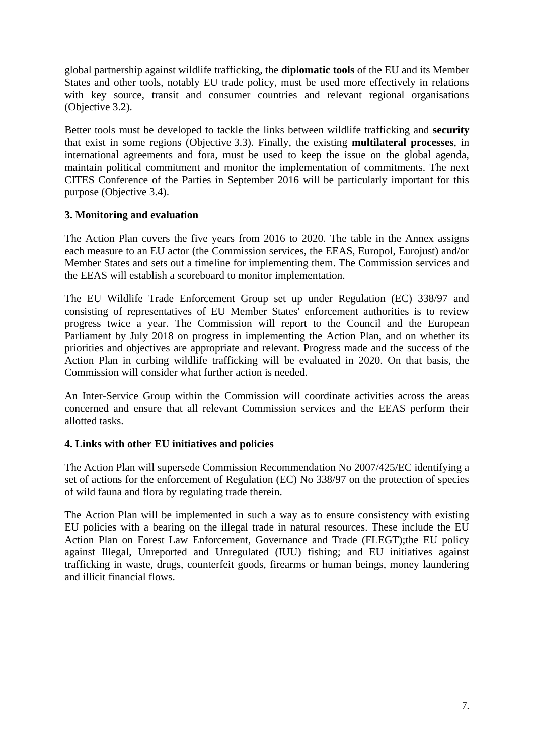global partnership against wildlife trafficking, the **diplomatic tools** of the EU and its Member States and other tools, notably EU trade policy, must be used more effectively in relations with key source, transit and consumer countries and relevant regional organisations (Objective 3.2).

Better tools must be developed to tackle the links between wildlife trafficking and **security** that exist in some regions (Objective 3.3). Finally, the existing **multilateral processes**, in international agreements and fora, must be used to keep the issue on the global agenda, maintain political commitment and monitor the implementation of commitments. The next CITES Conference of the Parties in September 2016 will be particularly important for this purpose (Objective 3.4).

### 3. Monitoring and evaluation

The Action Plan covers the five years from 2016 to 2020. The table in the Annex assigns each measure to an EU actor (the Commission services, the EEAS, Europol, Eurojust) and/or Member States and sets out a timeline for implementing them. The Commission services and the EEAS will establish a scoreboard to monitor implementation.

The EU Wildlife Trade Enforcement Group set up under Regulation (EC) 338/97 and consisting of representatives of EU Member States' enforcement authorities is to review progress twice a year. The Commission will report to the Council and the European Parliament by July 2018 on progress in implementing the Action Plan, and on whether its priorities and objectives are appropriate and relevant. Progress made and the success of the Action Plan in curbing wildlife trafficking will be evaluated in 2020. On that basis, the Commission will consider what further action is needed.

An Inter-Service Group within the Commission will coordinate activities across the areas concerned and ensure that all relevant Commission services and the EEAS perform their allotted tasks.

### 4. Links with other EU initiatives and policies

The Action Plan will supersede Commission Recommendation No 2007/425/EC identifying a set of actions for the enforcement of Regulation (EC) No 338/97 on the protection of species of wild fauna and flora by regulating trade therein.

The Action Plan will be implemented in such a way as to ensure consistency with existing EU policies with a bearing on the illegal trade in natural resources. These include the EU Action Plan on Forest Law Enforcement, Governance and Trade (FLEGT);the EU policy against Illegal, Unreported and Unregulated (IUU) fishing; and EU initiatives against trafficking in waste, drugs, counterfeit goods, firearms or human beings, money laundering and illicit financial flows.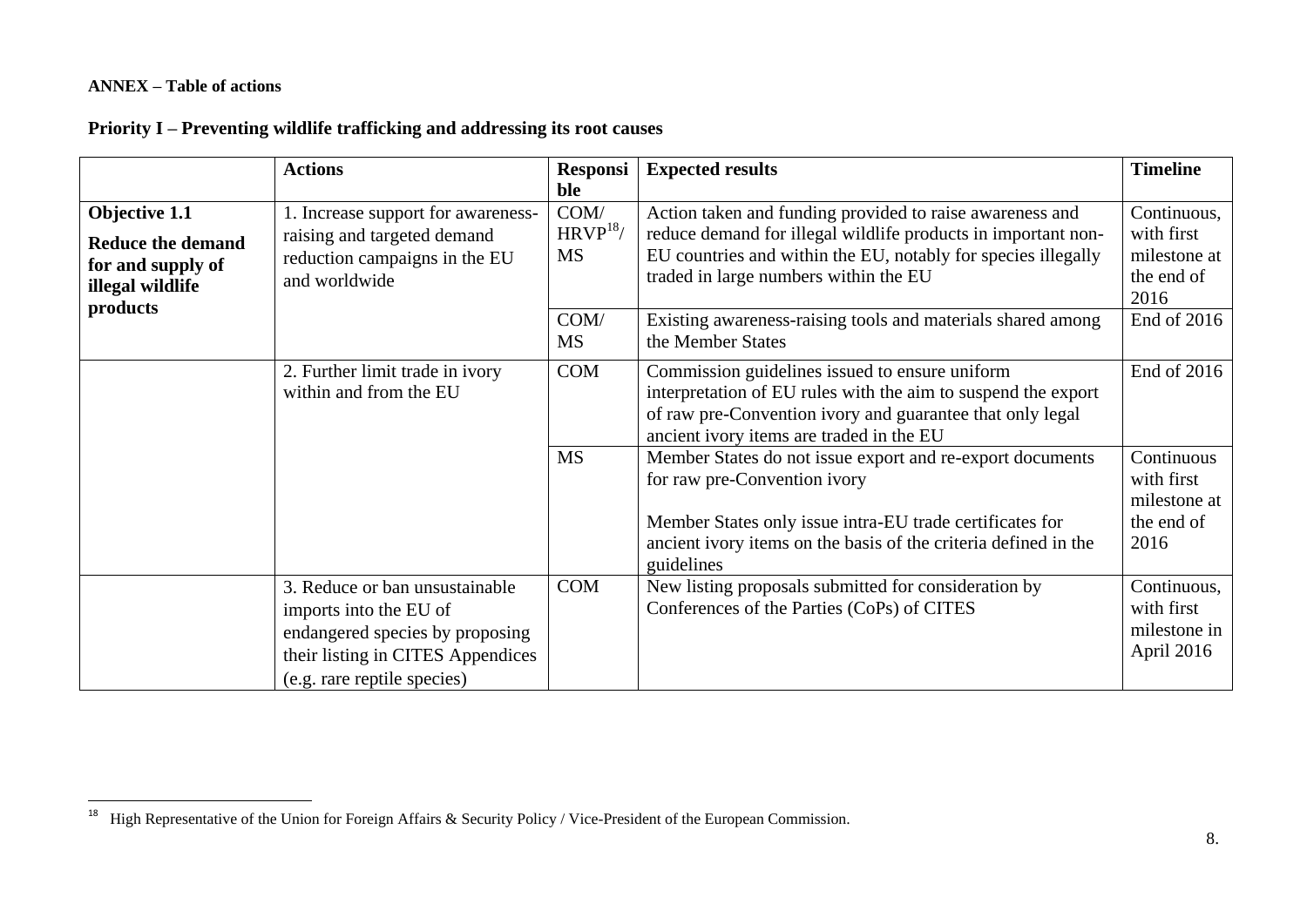**ANNEX – Table of actions**

**Priority I – Preventing wildlife trafficking and addressing its root causes**

| | Actions | Responsible | Expected results | Timeline |
|---|---|---|---|---|
| **Objective 1.1** **Reduce the demand for and supply of illegal wildlife products** | 1. Increase support for awareness-raising and targeted demand reduction campaigns in the EU and worldwide | COM/ HRVP[18]/ MS | Action taken and funding provided to raise awareness and reduce demand for illegal wildlife products in important non-EU countries and within the EU, notably for species illegally traded in large numbers within the EU | Continuous, with first milestone at the end of 2016 |
| | | COM/ MS | Existing awareness-raising tools and materials shared among the Member States | End of 2016 |
| | 2. Further limit trade in ivory within and from the EU | COM | Commission guidelines issued to ensure uniform interpretation of EU rules with the aim to suspend the export of raw pre-Convention ivory and guarantee that only legal ancient ivory items are traded in the EU | End of 2016 |
| | | MS | Member States do not issue export and re-export documents for raw pre-Convention ivory<br><br>Member States only issue intra-EU trade certificates for ancient ivory items on the basis of the criteria defined in the guidelines | Continuous with first milestone at the end of 2016 |
| | 3. Reduce or ban unsustainable imports into the EU of endangered species by proposing their listing in CITES Appendices (e.g. rare reptile species) | COM | New listing proposals submitted for consideration by Conferences of the Parties (CoPs) of CITES | Continuous, with first milestone in April 2016 |

[18] High Representative of the Union for Foreign Affairs & Security Policy / Vice-President of the European Commission.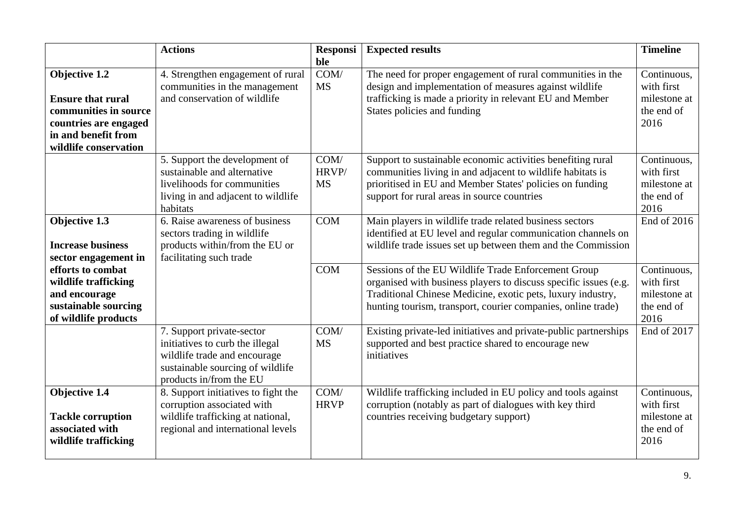| | Actions | Responsible | Expected results | Timeline |
|---|---|---|---|---|
| **Objective 1.2**<br><br>**Ensure that rural communities in source countries are engaged in and benefit from wildlife conservation** | 4. Strengthen engagement of rural communities in the management and conservation of wildlife | COM/ MS | The need for proper engagement of rural communities in the design and implementation of measures against wildlife trafficking is made a priority in relevant EU and Member States policies and funding | Continuous, with first milestone at the end of 2016 |
| | 5. Support the development of sustainable and alternative livelihoods for communities living in and adjacent to wildlife habitats | COM/ HRVP/ MS | Support to sustainable economic activities benefiting rural communities living in and adjacent to wildlife habitats is prioritised in EU and Member States' policies on funding support for rural areas in source countries | Continuous, with first milestone at the end of 2016 |
| **Objective 1.3**<br><br>**Increase business sector engagement in efforts to combat wildlife trafficking and encourage sustainable sourcing of wildlife products** | 6. Raise awareness of business sectors trading in wildlife products within/from the EU or facilitating such trade | COM | Main players in wildlife trade related business sectors identified at EU level and regular communication channels on wildlife trade issues set up between them and the Commission | End of 2016 |
| | | COM | Sessions of the EU Wildlife Trade Enforcement Group organised with business players to discuss specific issues (e.g. Traditional Chinese Medicine, exotic pets, luxury industry, hunting tourism, transport, courier companies, online trade) | Continuous, with first milestone at the end of 2016 |
| | 7. Support private-sector initiatives to curb the illegal wildlife trade and encourage sustainable sourcing of wildlife products in/from the EU | COM/ MS | Existing private-led initiatives and private-public partnerships supported and best practice shared to encourage new initiatives | End of 2017 |
| **Objective 1.4**<br><br>**Tackle corruption associated with wildlife trafficking** | 8. Support initiatives to fight the corruption associated with wildlife trafficking at national, regional and international levels | COM/ HRVP | Wildlife trafficking included in EU policy and tools against corruption (notably as part of dialogues with key third countries receiving budgetary support) | Continuous, with first milestone at the end of 2016 |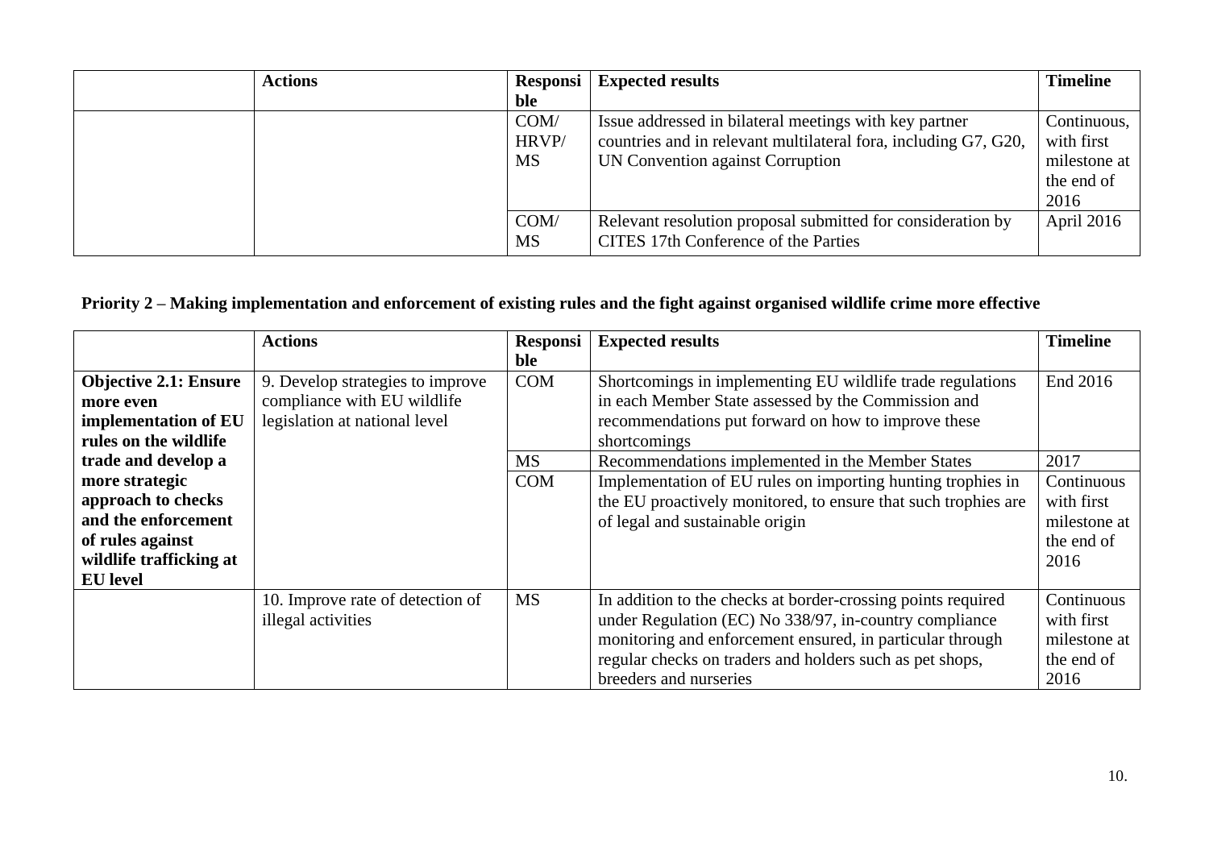| | Actions | Responsible | Expected results | Timeline |
|---|---|---|---|---|
| | | COM/ HRVP/ MS | Issue addressed in bilateral meetings with key partner countries and in relevant multilateral fora, including G7, G20, UN Convention against Corruption | Continuous, with first milestone at the end of 2016 |
| | | COM/ MS | Relevant resolution proposal submitted for consideration by CITES 17th Conference of the Parties | April 2016 |

**Priority 2 – Making implementation and enforcement of existing rules and the fight against organised wildlife crime more effective**

| | Actions | Responsible | Expected results | Timeline |
|---|---|---|---|---|
| **Objective 2.1: Ensure more even implementation of EU rules on the wildlife trade and develop a more strategic approach to checks and the enforcement of rules against wildlife trafficking at EU level** | 9. Develop strategies to improve compliance with EU wildlife legislation at national level | COM | Shortcomings in implementing EU wildlife trade regulations in each Member State assessed by the Commission and recommendations put forward on how to improve these shortcomings | End 2016 |
| | | MS | Recommendations implemented in the Member States | 2017 |
| | | COM | Implementation of EU rules on importing hunting trophies in the EU proactively monitored, to ensure that such trophies are of legal and sustainable origin | Continuous with first milestone at the end of 2016 |
| | 10. Improve rate of detection of illegal activities | MS | In addition to the checks at border-crossing points required under Regulation (EC) No 338/97, in-country compliance monitoring and enforcement ensured, in particular through regular checks on traders and holders such as pet shops, breeders and nurseries | Continuous with first milestone at the end of 2016 |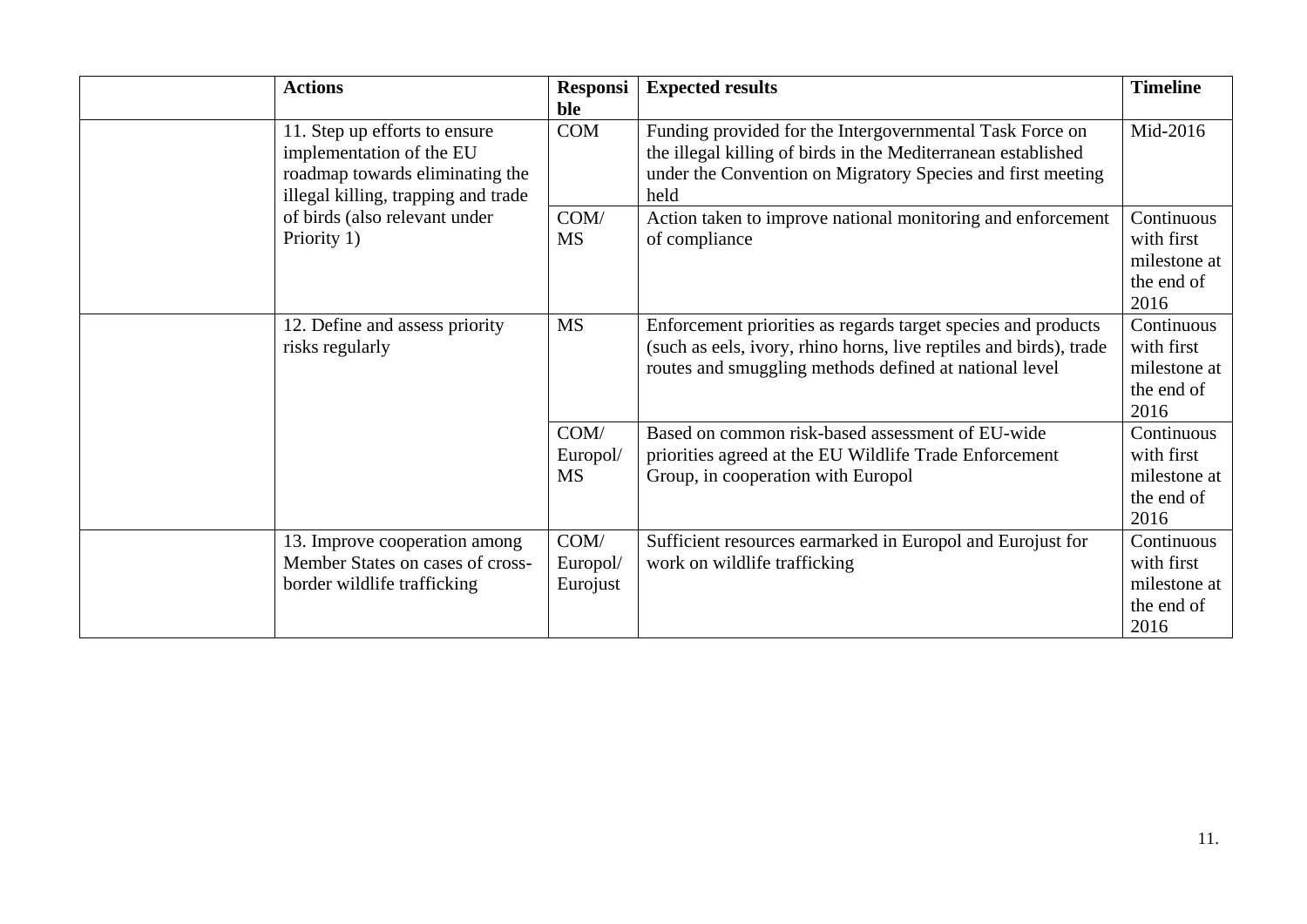| | Actions | Responsible | Expected results | Timeline |
|---|---|---|---|---|
| | 11. Step up efforts to ensure implementation of the EU roadmap towards eliminating the illegal killing, trapping and trade of birds (also relevant under Priority 1) | COM | Funding provided for the Intergovernmental Task Force on the illegal killing of birds in the Mediterranean established under the Convention on Migratory Species and first meeting held | Mid-2016 |
| | | COM/ MS | Action taken to improve national monitoring and enforcement of compliance | Continuous with first milestone at the end of 2016 |
| | 12. Define and assess priority risks regularly | MS | Enforcement priorities as regards target species and products (such as eels, ivory, rhino horns, live reptiles and birds), trade routes and smuggling methods defined at national level | Continuous with first milestone at the end of 2016 |
| | | COM/ Europol/ MS | Based on common risk-based assessment of EU-wide priorities agreed at the EU Wildlife Trade Enforcement Group, in cooperation with Europol | Continuous with first milestone at the end of 2016 |
| | 13. Improve cooperation among Member States on cases of cross-border wildlife trafficking | COM/ Europol/ Eurojust | Sufficient resources earmarked in Europol and Eurojust for work on wildlife trafficking | Continuous with first milestone at the end of 2016 |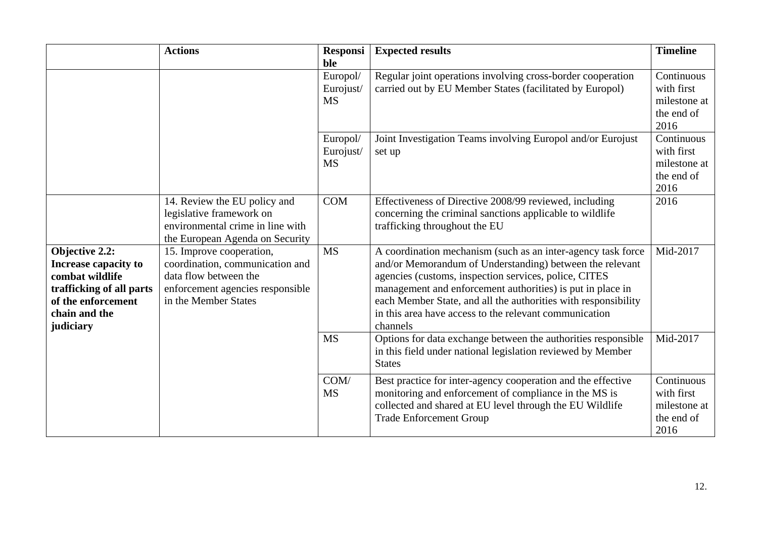| | Actions | Responsible | Expected results | Timeline |
|---|---|---|---|---|
| | | Europol/ Eurojust/ MS | Regular joint operations involving cross-border cooperation carried out by EU Member States (facilitated by Europol) | Continuous with first milestone at the end of 2016 |
| | | Europol/ Eurojust/ MS | Joint Investigation Teams involving Europol and/or Eurojust set up | Continuous with first milestone at the end of 2016 |
| | 14. Review the EU policy and legislative framework on environmental crime in line with the European Agenda on Security | COM | Effectiveness of Directive 2008/99 reviewed, including concerning the criminal sanctions applicable to wildlife trafficking throughout the EU | 2016 |
| **Objective 2.2: Increase capacity to combat wildlife trafficking of all parts of the enforcement chain and the judiciary** | 15. Improve cooperation, coordination, communication and data flow between the enforcement agencies responsible in the Member States | MS | A coordination mechanism (such as an inter-agency task force and/or Memorandum of Understanding) between the relevant agencies (customs, inspection services, police, CITES management and enforcement authorities) is put in place in each Member State, and all the authorities with responsibility in this area have access to the relevant communication channels | Mid-2017 |
| | | MS | Options for data exchange between the authorities responsible in this field under national legislation reviewed by Member States | Mid-2017 |
| | | COM/ MS | Best practice for inter-agency cooperation and the effective monitoring and enforcement of compliance in the MS is collected and shared at EU level through the EU Wildlife Trade Enforcement Group | Continuous with first milestone at the end of 2016 |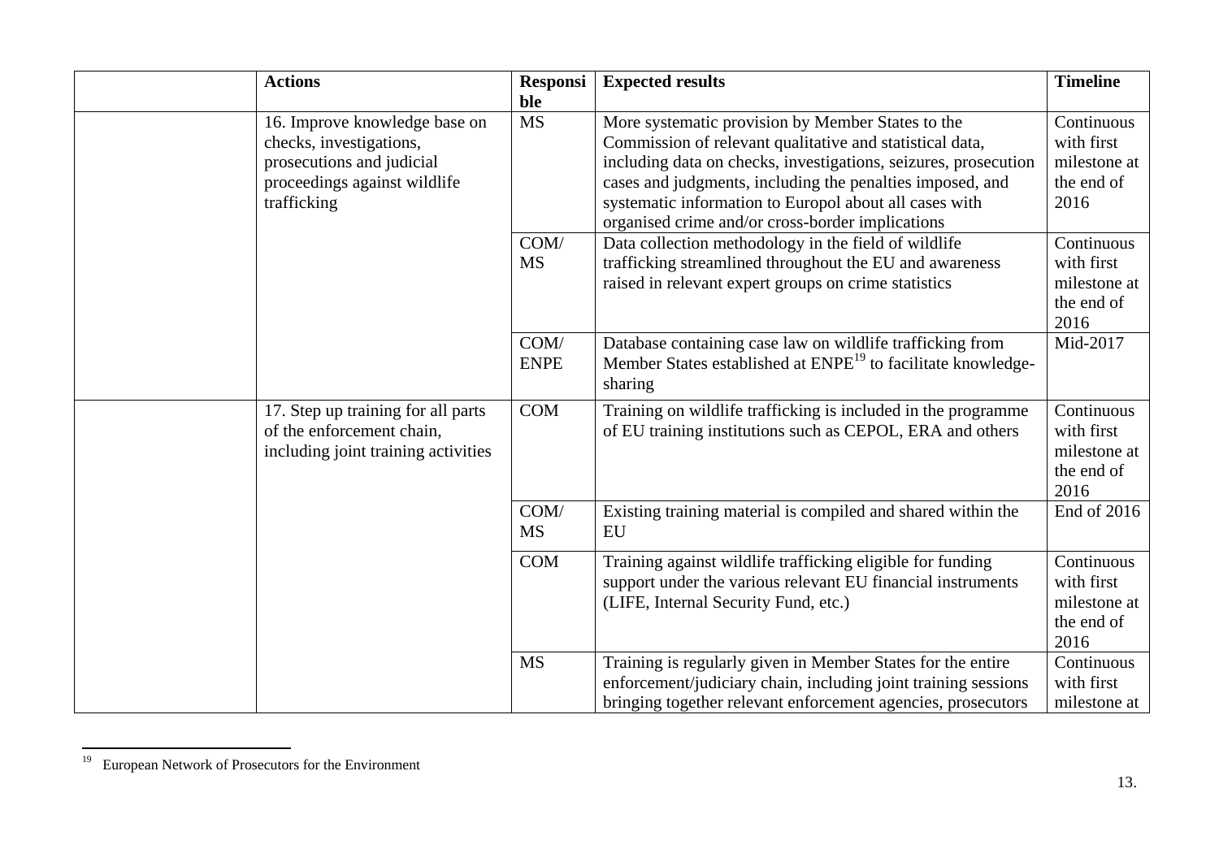| | Actions | Responsible | Expected results | Timeline |
|---|---|---|---|---|
| | 16. Improve knowledge base on checks, investigations, prosecutions and judicial proceedings against wildlife trafficking | MS | More systematic provision by Member States to the Commission of relevant qualitative and statistical data, including data on checks, investigations, seizures, prosecution cases and judgments, including the penalties imposed, and systematic information to Europol about all cases with organised crime and/or cross-border implications | Continuous with first milestone at the end of 2016 |
| | | COM/ MS | Data collection methodology in the field of wildlife trafficking streamlined throughout the EU and awareness raised in relevant expert groups on crime statistics | Continuous with first milestone at the end of 2016 |
| | | COM/ ENPE | Database containing case law on wildlife trafficking from Member States established at ENPE[19] to facilitate knowledge-sharing | Mid-2017 |
| | 17. Step up training for all parts of the enforcement chain, including joint training activities | COM | Training on wildlife trafficking is included in the programme of EU training institutions such as CEPOL, ERA and others | Continuous with first milestone at the end of 2016 |
| | | COM/ MS | Existing training material is compiled and shared within the EU | End of 2016 |
| | | COM | Training against wildlife trafficking eligible for funding support under the various relevant EU financial instruments (LIFE, Internal Security Fund, etc.) | Continuous with first milestone at the end of 2016 |
| | | MS | Training is regularly given in Member States for the entire enforcement/judiciary chain, including joint training sessions bringing together relevant enforcement agencies, prosecutors | Continuous with first milestone at |

[19] European Network of Prosecutors for the Environment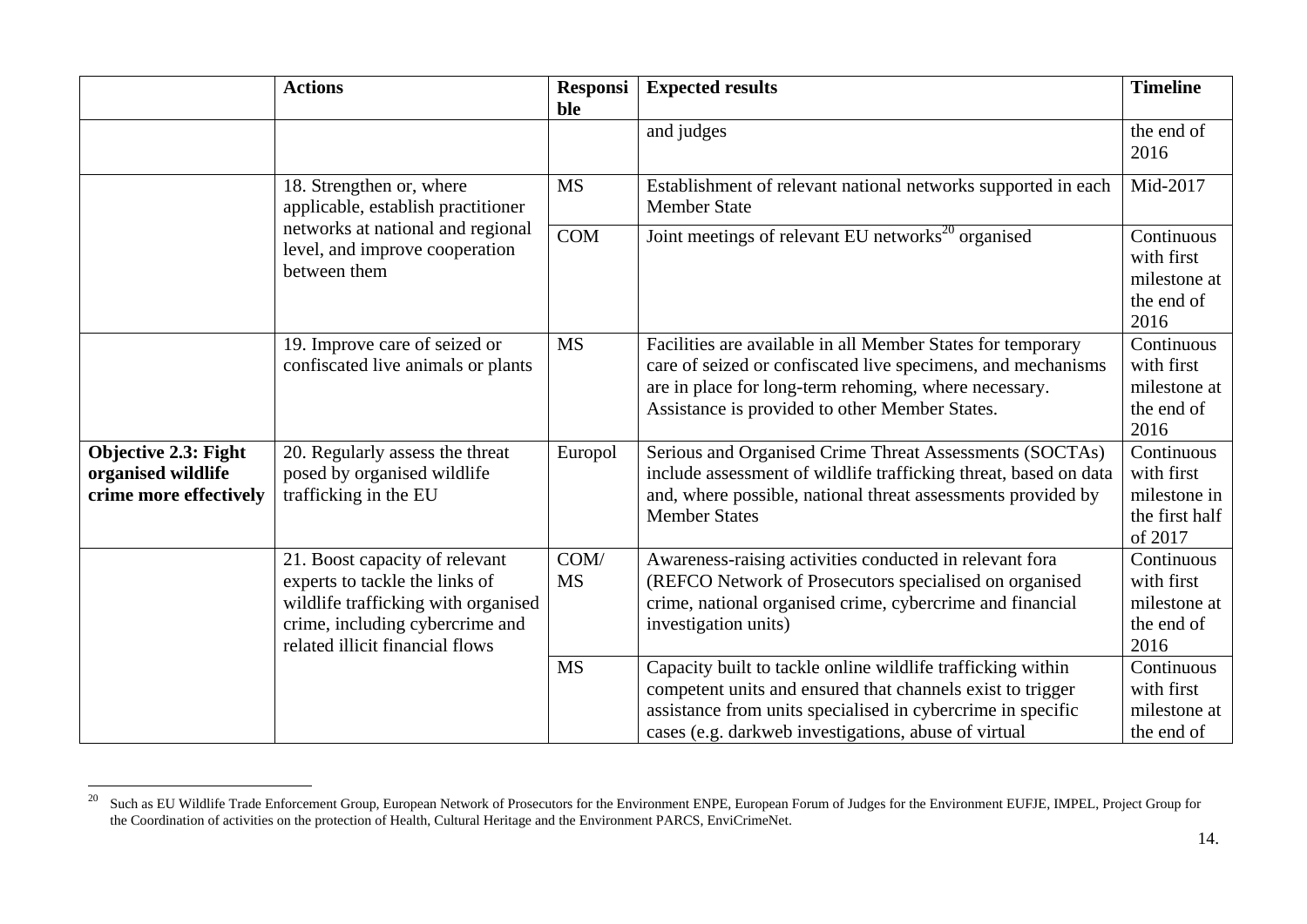| | Actions | Responsible | Expected results | Timeline |
|---|---|---|---|---|
| | | | and judges | the end of 2016 |
| | 18. Strengthen or, where applicable, establish practitioner networks at national and regional level, and improve cooperation between them | MS | Establishment of relevant national networks supported in each Member State | Mid-2017 |
| | | COM | Joint meetings of relevant EU networks[20] organised | Continuous with first milestone at the end of 2016 |
| | 19. Improve care of seized or confiscated live animals or plants | MS | Facilities are available in all Member States for temporary care of seized or confiscated live specimens, and mechanisms are in place for long-term rehoming, where necessary. Assistance is provided to other Member States. | Continuous with first milestone at the end of 2016 |
| **Objective 2.3: Fight organised wildlife crime more effectively** | 20. Regularly assess the threat posed by organised wildlife trafficking in the EU | Europol | Serious and Organised Crime Threat Assessments (SOCTAs) include assessment of wildlife trafficking threat, based on data and, where possible, national threat assessments provided by Member States | Continuous with first milestone in the first half of 2017 |
| | 21. Boost capacity of relevant experts to tackle the links of wildlife trafficking with organised crime, including cybercrime and related illicit financial flows | COM/ MS | Awareness-raising activities conducted in relevant fora (REFCO Network of Prosecutors specialised on organised crime, national organised crime, cybercrime and financial investigation units) | Continuous with first milestone at the end of 2016 |
| | | MS | Capacity built to tackle online wildlife trafficking within competent units and ensured that channels exist to trigger assistance from units specialised in cybercrime in specific cases (e.g. darkweb investigations, abuse of virtual | Continuous with first milestone at the end of |

[20] Such as EU Wildlife Trade Enforcement Group, European Network of Prosecutors for the Environment ENPE, European Forum of Judges for the Environment EUFJE, IMPEL, Project Group for the Coordination of activities on the protection of Health, Cultural Heritage and the Environment PARCS, EnviCrimeNet.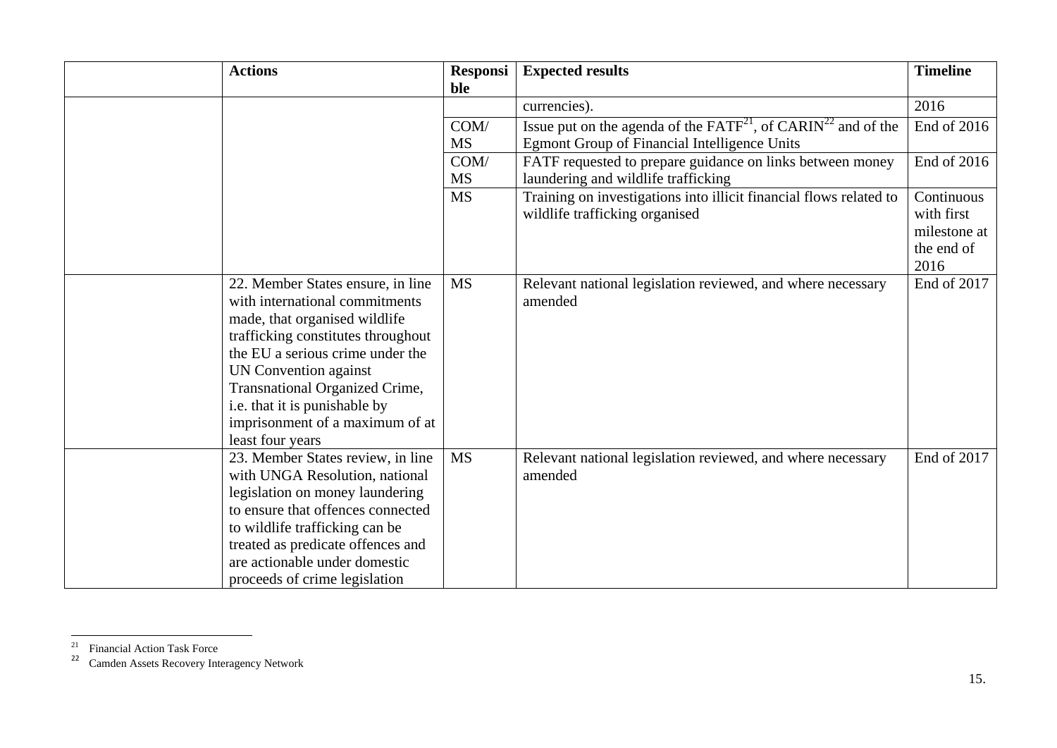| | Actions | Responsible | Expected results | Timeline |
|---|---|---|---|---|
| | | | currencies). | 2016 |
| | | COM/ MS | Issue put on the agenda of the FATF[21], of CARIN[22] and of the Egmont Group of Financial Intelligence Units | End of 2016 |
| | | COM/ MS | FATF requested to prepare guidance on links between money laundering and wildlife trafficking | End of 2016 |
| | | MS | Training on investigations into illicit financial flows related to wildlife trafficking organised | Continuous with first milestone at the end of 2016 |
| | 22. Member States ensure, in line with international commitments made, that organised wildlife trafficking constitutes throughout the EU a serious crime under the UN Convention against Transnational Organized Crime, i.e. that it is punishable by imprisonment of a maximum of at least four years | MS | Relevant national legislation reviewed, and where necessary amended | End of 2017 |
| | 23. Member States review, in line with UNGA Resolution, national legislation on money laundering to ensure that offences connected to wildlife trafficking can be treated as predicate offences and are actionable under domestic proceeds of crime legislation | MS | Relevant national legislation reviewed, and where necessary amended | End of 2017 |

[21] Financial Action Task Force

[22] Camden Assets Recovery Interagency Network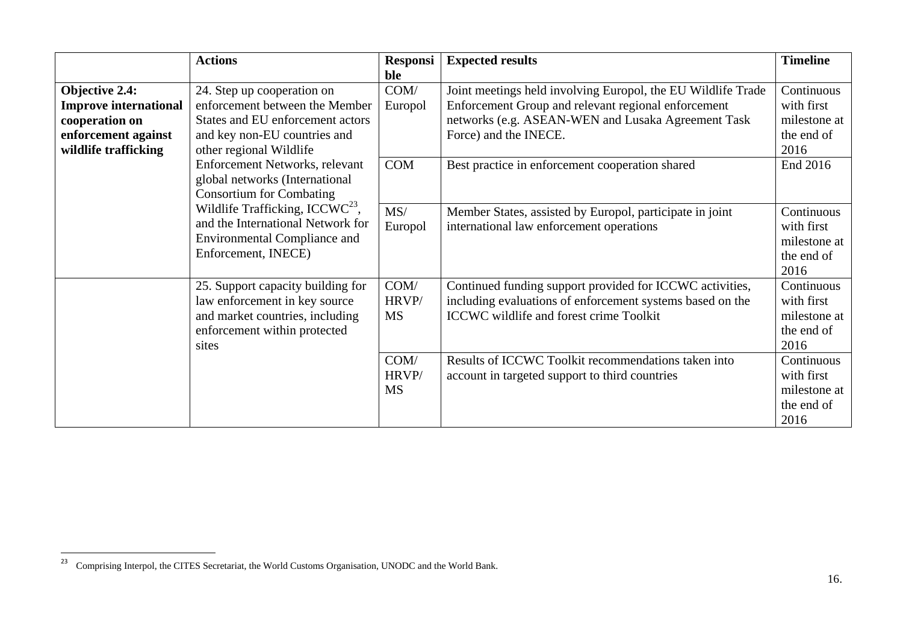| | Actions | Responsible | Expected results | Timeline |
|---|---|---|---|---|
| **Objective 2.4: Improve international cooperation on enforcement against wildlife trafficking** | 24. Step up cooperation on enforcement between the Member States and EU enforcement actors and key non-EU countries and other regional Wildlife Enforcement Networks, relevant global networks (International Consortium for Combating Wildlife Trafficking, ICCWC[23], and the International Network for Environmental Compliance and Enforcement, INECE) | COM/ Europol | Joint meetings held involving Europol, the EU Wildlife Trade Enforcement Group and relevant regional enforcement networks (e.g. ASEAN-WEN and Lusaka Agreement Task Force) and the INECE. | Continuous with first milestone at the end of 2016 |
| | | COM | Best practice in enforcement cooperation shared | End 2016 |
| | | MS/ Europol | Member States, assisted by Europol, participate in joint international law enforcement operations | Continuous with first milestone at the end of 2016 |
| | 25. Support capacity building for law enforcement in key source and market countries, including enforcement within protected sites | COM/ HRVP/ MS | Continued funding support provided for ICCWC activities, including evaluations of enforcement systems based on the ICCWC wildlife and forest crime Toolkit | Continuous with first milestone at the end of 2016 |
| | | COM/ HRVP/ MS | Results of ICCWC Toolkit recommendations taken into account in targeted support to third countries | Continuous with first milestone at the end of 2016 |

[23] Comprising Interpol, the CITES Secretariat, the World Customs Organisation, UNODC and the World Bank.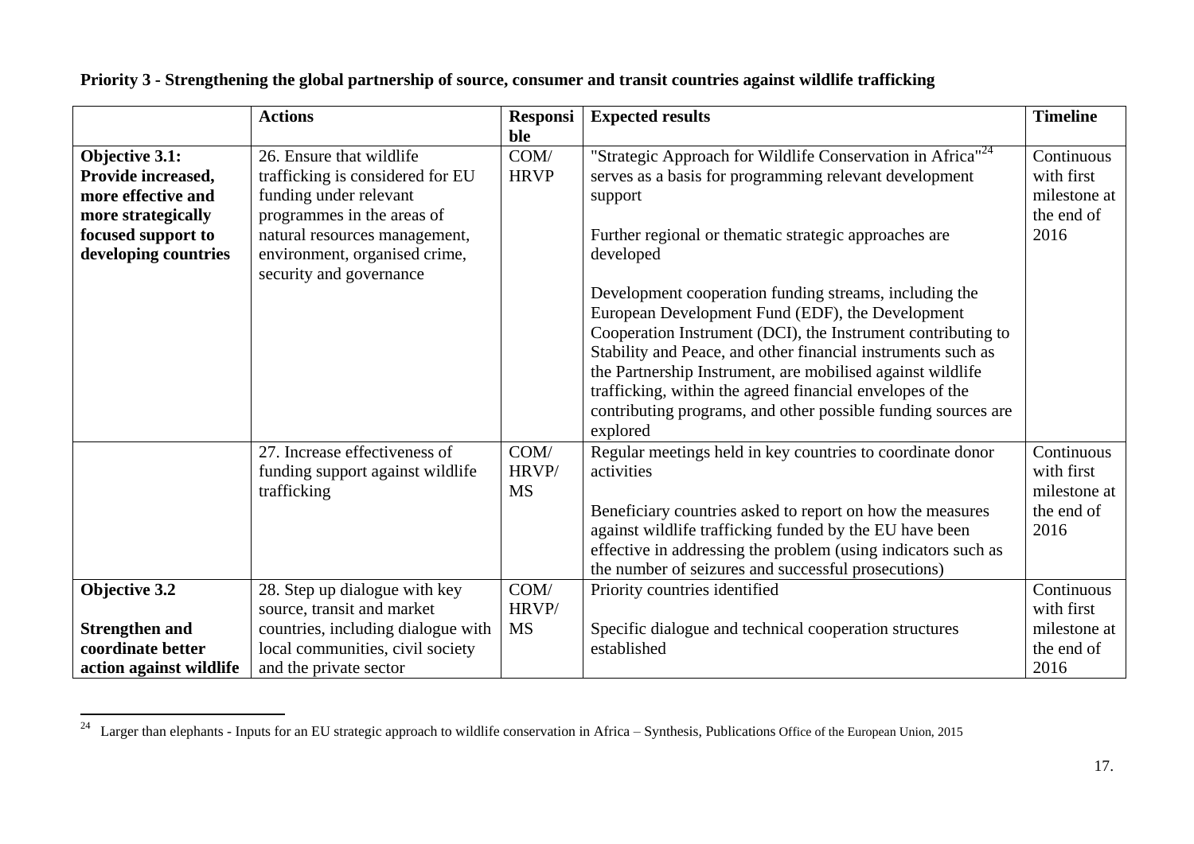**Priority 3 - Strengthening the global partnership of source, consumer and transit countries against wildlife trafficking**

| | Actions | Responsible | Expected results | Timeline |
|---|---|---|---|---|
| **Objective 3.1: Provide increased, more effective and more strategically focused support to developing countries** | 26. Ensure that wildlife trafficking is considered for EU funding under relevant programmes in the areas of natural resources management, environment, organised crime, security and governance | COM/ HRVP | "Strategic Approach for Wildlife Conservation in Africa"[24] serves as a basis for programming relevant development support<br><br>Further regional or thematic strategic approaches are developed<br><br>Development cooperation funding streams, including the European Development Fund (EDF), the Development Cooperation Instrument (DCI), the Instrument contributing to Stability and Peace, and other financial instruments such as the Partnership Instrument, are mobilised against wildlife trafficking, within the agreed financial envelopes of the contributing programs, and other possible funding sources are explored | Continuous with first milestone at the end of 2016 |
| | 27. Increase effectiveness of funding support against wildlife trafficking | COM/ HRVP/ MS | Regular meetings held in key countries to coordinate donor activities<br><br>Beneficiary countries asked to report on how the measures against wildlife trafficking funded by the EU have been effective in addressing the problem (using indicators such as the number of seizures and successful prosecutions) | Continuous with first milestone at the end of 2016 |
| **Objective 3.2**<br><br>**Strengthen and coordinate better action against wildlife** | 28. Step up dialogue with key source, transit and market countries, including dialogue with local communities, civil society and the private sector | COM/ HRVP/ MS | Priority countries identified<br><br>Specific dialogue and technical cooperation structures established | Continuous with first milestone at the end of 2016 |

[24] Larger than elephants - Inputs for an EU strategic approach to wildlife conservation in Africa – Synthesis, Publications Office of the European Union, 2015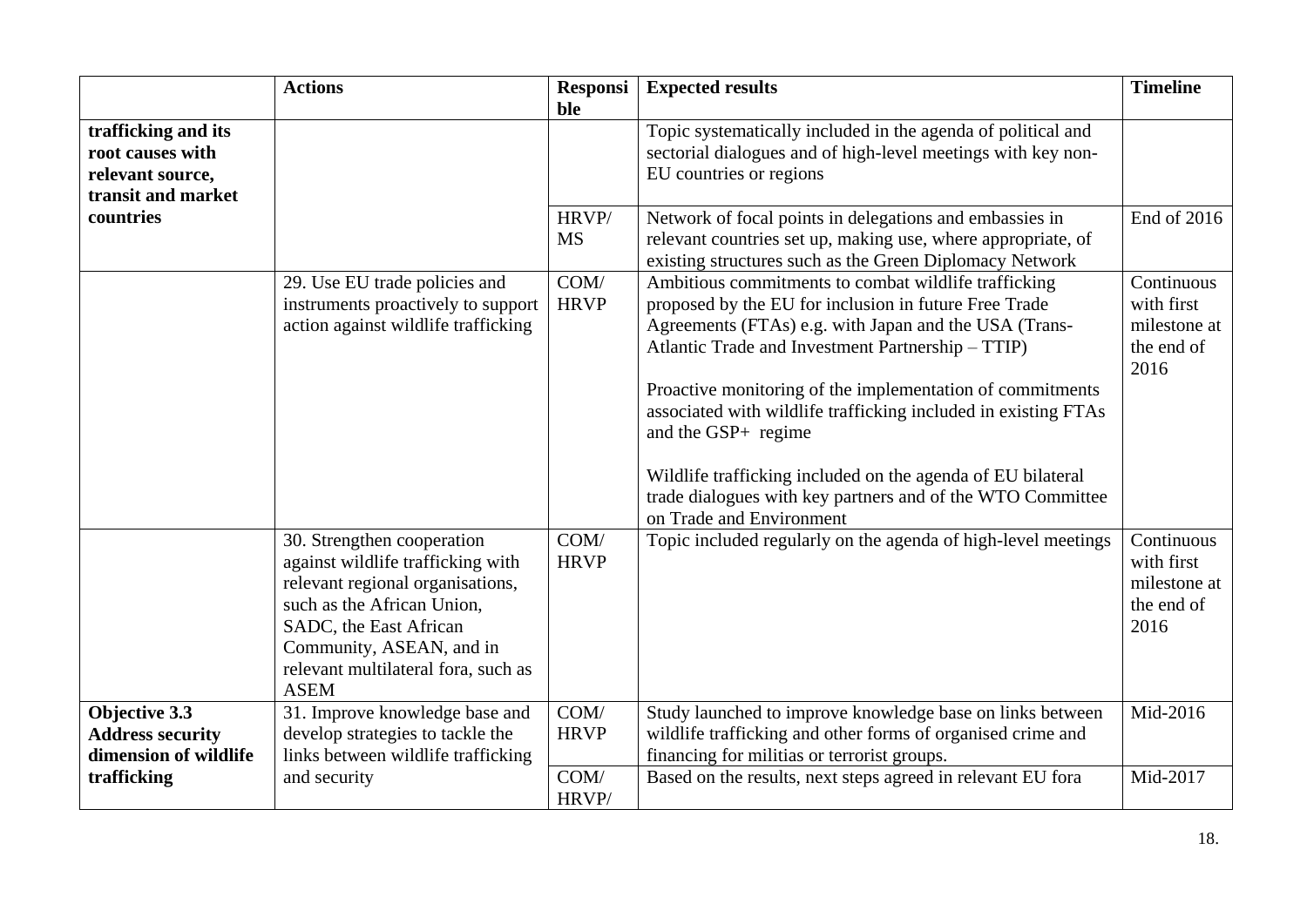| | Actions | Responsible | Expected results | Timeline |
|---|---|---|---|---|
| **trafficking and its root causes with relevant source, transit and market countries** | | | Topic systematically included in the agenda of political and sectorial dialogues and of high-level meetings with key non-EU countries or regions | |
| | | HRVP/ MS | Network of focal points in delegations and embassies in relevant countries set up, making use, where appropriate, of existing structures such as the Green Diplomacy Network | End of 2016 |
| | 29. Use EU trade policies and instruments proactively to support action against wildlife trafficking | COM/ HRVP | Ambitious commitments to combat wildlife trafficking proposed by the EU for inclusion in future Free Trade Agreements (FTAs) e.g. with Japan and the USA (Trans-Atlantic Trade and Investment Partnership – TTIP)<br><br>Proactive monitoring of the implementation of commitments associated with wildlife trafficking included in existing FTAs and the GSP+ regime<br><br>Wildlife trafficking included on the agenda of EU bilateral trade dialogues with key partners and of the WTO Committee on Trade and Environment | Continuous with first milestone at the end of 2016 |
| | 30. Strengthen cooperation against wildlife trafficking with relevant regional organisations, such as the African Union, SADC, the East African Community, ASEAN, and in relevant multilateral fora, such as ASEM | COM/ HRVP | Topic included regularly on the agenda of high-level meetings | Continuous with first milestone at the end of 2016 |
| **Objective 3.3 Address security dimension of wildlife trafficking** | 31. Improve knowledge base and develop strategies to tackle the links between wildlife trafficking and security | COM/ HRVP | Study launched to improve knowledge base on links between wildlife trafficking and other forms of organised crime and financing for militias or terrorist groups. | Mid-2016 |
| | | COM/ HRVP/ | Based on the results, next steps agreed in relevant EU fora | Mid-2017 |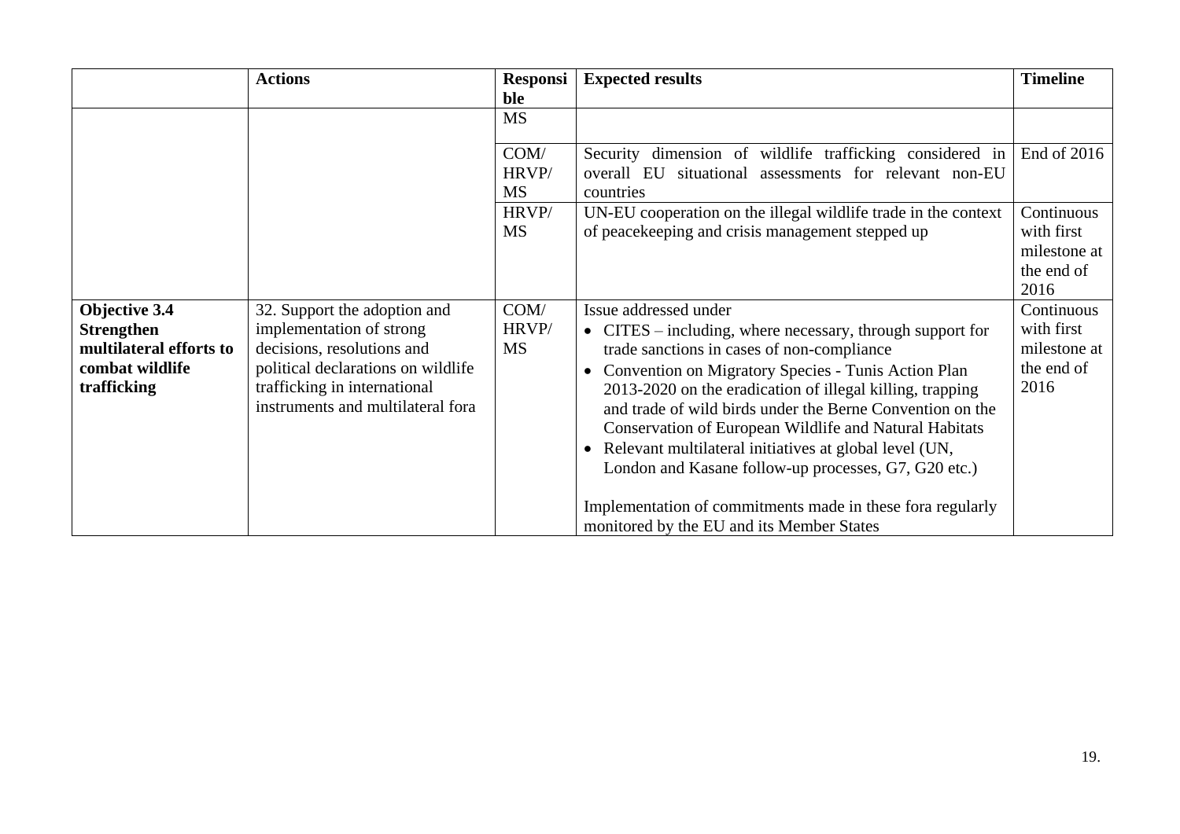| | Actions | Responsible | Expected results | Timeline |
|---|---|---|---|---|
| | | MS | | |
| | | COM/ HRVP/ MS | Security dimension of wildlife trafficking considered in overall EU situational assessments for relevant non-EU countries | End of 2016 |
| | | HRVP/ MS | UN-EU cooperation on the illegal wildlife trade in the context of peacekeeping and crisis management stepped up | Continuous with first milestone at the end of 2016 |
| **Objective 3.4 Strengthen multilateral efforts to combat wildlife trafficking** | 32. Support the adoption and implementation of strong decisions, resolutions and political declarations on wildlife trafficking in international instruments and multilateral fora | COM/ HRVP/ MS | Issue addressed under<br>• CITES – including, where necessary, through support for trade sanctions in cases of non-compliance<br>• Convention on Migratory Species - Tunis Action Plan 2013-2020 on the eradication of illegal killing, trapping and trade of wild birds under the Berne Convention on the Conservation of European Wildlife and Natural Habitats<br>• Relevant multilateral initiatives at global level (UN, London and Kasane follow-up processes, G7, G20 etc.)<br><br>Implementation of commitments made in these fora regularly monitored by the EU and its Member States | Continuous with first milestone at the end of 2016 |